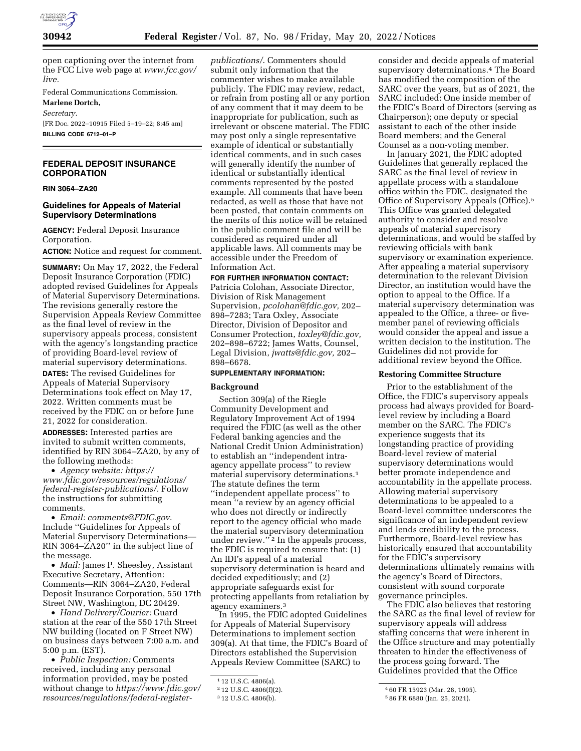open captioning over the internet from the FCC Live web page at *www.fcc.gov/live.*

Federal Communications Commission.

**Marlene Dortch,**

*Secretary.*

[FR Doc. 2022–10915 Filed 5–19–22; 8:45 am]

**BILLING CODE 6712–01–P**

## FEDERAL DEPOSIT INSURANCE CORPORATION

**RIN 3064–ZA20**

### Guidelines for Appeals of Material Supervisory Determinations

**AGENCY:** Federal Deposit Insurance Corporation.

**ACTION:** Notice and request for comment.

**SUMMARY:** On May 17, 2022, the Federal Deposit Insurance Corporation (FDIC) adopted revised Guidelines for Appeals of Material Supervisory Determinations. The revisions generally restore the Supervision Appeals Review Committee as the final level of review in the supervisory appeals process, consistent with the agency's longstanding practice of providing Board-level review of material supervisory determinations.

**DATES:** The revised Guidelines for Appeals of Material Supervisory Determinations took effect on May 17, 2022. Written comments must be received by the FDIC on or before June 21, 2022 for consideration.

**ADDRESSES:** Interested parties are invited to submit written comments, identified by RIN 3064–ZA20, by any of the following methods:

- *Agency website: https://www.fdic.gov/resources/regulations/federal-register-publications/.* Follow the instructions for submitting comments.
- *Email: comments@FDIC.gov.* Include ''Guidelines for Appeals of Material Supervisory Determinations—RIN 3064–ZA20'' in the subject line of the message.
- *Mail:* James P. Sheesley, Assistant Executive Secretary, Attention: Comments—RIN 3064–ZA20, Federal Deposit Insurance Corporation, 550 17th Street NW, Washington, DC 20429.
- *Hand Delivery/Courier:* Guard station at the rear of the 550 17th Street NW building (located on F Street NW) on business days between 7:00 a.m. and 5:00 p.m. (EST).
- *Public Inspection:* Comments received, including any personal information provided, may be posted without change to *https://www.fdic.gov/resources/regulations/federal-register-publications/.* Commenters should submit only information that the commenter wishes to make available publicly. The FDIC may review, redact, or refrain from posting all or any portion of any comment that it may deem to be inappropriate for publication, such as irrelevant or obscene material. The FDIC may post only a single representative example of identical or substantially identical comments, and in such cases will generally identify the number of identical or substantially identical comments represented by the posted example. All comments that have been redacted, as well as those that have not been posted, that contain comments on the merits of this notice will be retained in the public comment file and will be considered as required under all applicable laws. All comments may be accessible under the Freedom of Information Act.

**FOR FURTHER INFORMATION CONTACT:** Patricia Colohan, Associate Director, Division of Risk Management Supervision, *pcolohan@fdic.gov,* 202–898–7283; Tara Oxley, Associate Director, Division of Depositor and Consumer Protection, *toxley@fdic.gov,* 202–898–6722; James Watts, Counsel, Legal Division, *jwatts@fdic.gov,* 202–898–6678.

**SUPPLEMENTARY INFORMATION:**

### Background

Section 309(a) of the Riegle Community Development and Regulatory Improvement Act of 1994 required the FDIC (as well as the other Federal banking agencies and the National Credit Union Administration) to establish an ''independent intra-agency appellate process'' to review material supervisory determinations.[1] The statute defines the term ''independent appellate process'' to mean ''a review by an agency official who does not directly or indirectly report to the agency official who made the material supervisory determination under review.''[2] In the appeals process, the FDIC is required to ensure that: (1) An IDI's appeal of a material supervisory determination is heard and decided expeditiously; and (2) appropriate safeguards exist for protecting appellants from retaliation by agency examiners.[3]

In 1995, the FDIC adopted Guidelines for Appeals of Material Supervisory Determinations to implement section 309(a). At that time, the FDIC's Board of Directors established the Supervision Appeals Review Committee (SARC) to consider and decide appeals of material supervisory determinations.[4] The Board has modified the composition of the SARC over the years, but as of 2021, the SARC included: One inside member of the FDIC's Board of Directors (serving as Chairperson); one deputy or special assistant to each of the other inside Board members; and the General Counsel as a non-voting member.

In January 2021, the FDIC adopted Guidelines that generally replaced the SARC as the final level of review in appellate process with a standalone office within the FDIC, designated the Office of Supervisory Appeals (Office).[5] This Office was granted delegated authority to consider and resolve appeals of material supervisory determinations, and would be staffed by reviewing officials with bank supervisory or examination experience. After appealing a material supervisory determination to the relevant Division Director, an institution would have the option to appeal to the Office. If a material supervisory determination was appealed to the Office, a three- or five-member panel of reviewing officials would consider the appeal and issue a written decision to the institution. The Guidelines did not provide for additional review beyond the Office.

### Restoring Committee Structure

Prior to the establishment of the Office, the FDIC's supervisory appeals process had always provided for Board-level review by including a Board member on the SARC. The FDIC's experience suggests that its longstanding practice of providing Board-level review of material supervisory determinations would better promote independence and accountability in the appellate process. Allowing material supervisory determinations to be appealed to a Board-level committee underscores the significance of an independent review and lends credibility to the process. Furthermore, Board-level review has historically ensured that accountability for the FDIC's supervisory determinations ultimately remains with the agency's Board of Directors, consistent with sound corporate governance principles.

The FDIC also believes that restoring the SARC as the final level of review for supervisory appeals will address staffing concerns that were inherent in the Office structure and may potentially threaten to hinder the effectiveness of the process going forward. The Guidelines provided that the Office

---

[1] 12 U.S.C. 4806(a).

[2] 12 U.S.C. 4806(f)(2).

[3] 12 U.S.C. 4806(b).

[4] 60 FR 15923 (Mar. 28, 1995).

[5] 86 FR 6880 (Jan. 25, 2021).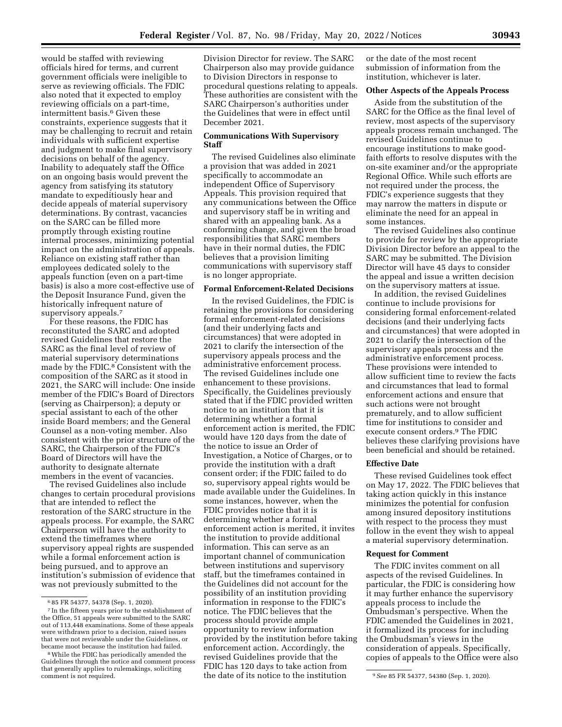would be staffed with reviewing officials hired for terms, and current government officials were ineligible to serve as reviewing officials. The FDIC also noted that it expected to employ reviewing officials on a part-time, intermittent basis.[6] Given these constraints, experience suggests that it may be challenging to recruit and retain individuals with sufficient expertise and judgment to make final supervisory decisions on behalf of the agency. Inability to adequately staff the Office on an ongoing basis would prevent the agency from satisfying its statutory mandate to expeditiously hear and decide appeals of material supervisory determinations. By contrast, vacancies on the SARC can be filled more promptly through existing routine internal processes, minimizing potential impact on the administration of appeals. Reliance on existing staff rather than employees dedicated solely to the appeals function (even on a part-time basis) is also a more cost-effective use of the Deposit Insurance Fund, given the historically infrequent nature of supervisory appeals.[7]

For these reasons, the FDIC has reconstituted the SARC and adopted revised Guidelines that restore the SARC as the final level of review of material supervisory determinations made by the FDIC.[8] Consistent with the composition of the SARC as it stood in 2021, the SARC will include: One inside member of the FDIC's Board of Directors (serving as Chairperson); a deputy or special assistant to each of the other inside Board members; and the General Counsel as a non-voting member. Also consistent with the prior structure of the SARC, the Chairperson of the FDIC's Board of Directors will have the authority to designate alternate members in the event of vacancies.

The revised Guidelines also include changes to certain procedural provisions that are intended to reflect the restoration of the SARC structure in the appeals process. For example, the SARC Chairperson will have the authority to extend the timeframes where supervisory appeal rights are suspended while a formal enforcement action is being pursued, and to approve an institution's submission of evidence that was not previously submitted to the Division Director for review. The SARC Chairperson also may provide guidance to Division Directors in response to procedural questions relating to appeals. These authorities are consistent with the SARC Chairperson's authorities under the Guidelines that were in effect until December 2021.

**Communications With Supervisory Staff**

The revised Guidelines also eliminate a provision that was added in 2021 specifically to accommodate an independent Office of Supervisory Appeals. This provision required that any communications between the Office and supervisory staff be in writing and shared with an appealing bank. As a conforming change, and given the broad responsibilities that SARC members have in their normal duties, the FDIC believes that a provision limiting communications with supervisory staff is no longer appropriate.

**Formal Enforcement-Related Decisions**

In the revised Guidelines, the FDIC is retaining the provisions for considering formal enforcement-related decisions (and their underlying facts and circumstances) that were adopted in 2021 to clarify the intersection of the supervisory appeals process and the administrative enforcement process. The revised Guidelines include one enhancement to these provisions. Specifically, the Guidelines previously stated that if the FDIC provided written notice to an institution that it is determining whether a formal enforcement action is merited, the FDIC would have 120 days from the date of the notice to issue an Order of Investigation, a Notice of Charges, or to provide the institution with a draft consent order; if the FDIC failed to do so, supervisory appeal rights would be made available under the Guidelines. In some instances, however, when the FDIC provides notice that it is determining whether a formal enforcement action is merited, it invites the institution to provide additional information. This can serve as an important channel of communication between institutions and supervisory staff, but the timeframes contained in the Guidelines did not account for the possibility of an institution providing information in response to the FDIC's notice. The FDIC believes that the process should provide ample opportunity to review information provided by the institution before taking enforcement action. Accordingly, the revised Guidelines provide that the FDIC has 120 days to take action from the date of its notice to the institution or the date of the most recent submission of information from the institution, whichever is later.

**Other Aspects of the Appeals Process**

Aside from the substitution of the SARC for the Office as the final level of review, most aspects of the supervisory appeals process remain unchanged. The revised Guidelines continue to encourage institutions to make good-faith efforts to resolve disputes with the on-site examiner and/or the appropriate Regional Office. While such efforts are not required under the process, the FDIC's experience suggests that they may narrow the matters in dispute or eliminate the need for an appeal in some instances.

The revised Guidelines also continue to provide for review by the appropriate Division Director before an appeal to the SARC may be submitted. The Division Director will have 45 days to consider the appeal and issue a written decision on the supervisory matters at issue.

In addition, the revised Guidelines continue to include provisions for considering formal enforcement-related decisions (and their underlying facts and circumstances) that were adopted in 2021 to clarify the intersection of the supervisory appeals process and the administrative enforcement process. These provisions were intended to allow sufficient time to review the facts and circumstances that lead to formal enforcement actions and ensure that such actions were not brought prematurely, and to allow sufficient time for institutions to consider and execute consent orders.[9] The FDIC believes these clarifying provisions have been beneficial and should be retained.

**Effective Date**

These revised Guidelines took effect on May 17, 2022. The FDIC believes that taking action quickly in this instance minimizes the potential for confusion among insured depository institutions with respect to the process they must follow in the event they wish to appeal a material supervisory determination.

**Request for Comment**

The FDIC invites comment on all aspects of the revised Guidelines. In particular, the FDIC is considering how it may further enhance the supervisory appeals process to include the Ombudsman's perspective. When the FDIC amended the Guidelines in 2021, it formalized its process for including the Ombudsman's views in the consideration of appeals. Specifically, copies of appeals to the Office were also

---

[6] 85 FR 54377, 54378 (Sep. 1, 2020).

[7] In the fifteen years prior to the establishment of the Office, 51 appeals were submitted to the SARC out of 113,448 examinations. Some of these appeals were withdrawn prior to a decision, raised issues that were not reviewable under the Guidelines, or became moot because the institution had failed.

[8] While the FDIC has periodically amended the Guidelines through the notice and comment process that generally applies to rulemakings, soliciting comment is not required.

[9] *See* 85 FR 54377, 54380 (Sep. 1, 2020).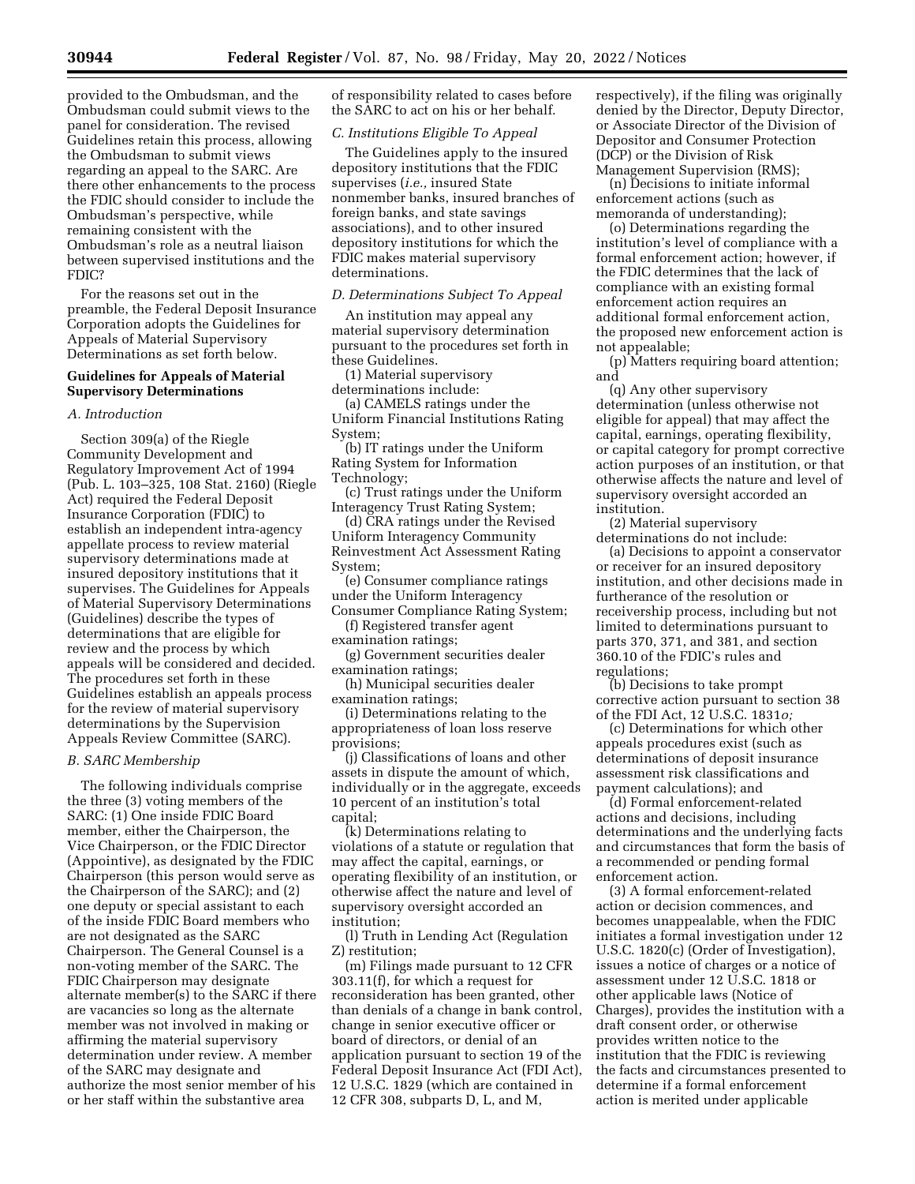provided to the Ombudsman, and the Ombudsman could submit views to the panel for consideration. The revised Guidelines retain this process, allowing the Ombudsman to submit views regarding an appeal to the SARC. Are there other enhancements to the process the FDIC should consider to include the Ombudsman's perspective, while remaining consistent with the Ombudsman's role as a neutral liaison between supervised institutions and the FDIC?

For the reasons set out in the preamble, the Federal Deposit Insurance Corporation adopts the Guidelines for Appeals of Material Supervisory Determinations as set forth below.

## Guidelines for Appeals of Material Supervisory Determinations

### A. Introduction

Section 309(a) of the Riegle Community Development and Regulatory Improvement Act of 1994 (Pub. L. 103–325, 108 Stat. 2160) (Riegle Act) required the Federal Deposit Insurance Corporation (FDIC) to establish an independent intra-agency appellate process to review material supervisory determinations made at insured depository institutions that it supervises. The Guidelines for Appeals of Material Supervisory Determinations (Guidelines) describe the types of determinations that are eligible for review and the process by which appeals will be considered and decided. The procedures set forth in these Guidelines establish an appeals process for the review of material supervisory determinations by the Supervision Appeals Review Committee (SARC).

### B. SARC Membership

The following individuals comprise the three (3) voting members of the SARC: (1) One inside FDIC Board member, either the Chairperson, the Vice Chairperson, or the FDIC Director (Appointive), as designated by the FDIC Chairperson (this person would serve as the Chairperson of the SARC); and (2) one deputy or special assistant to each of the inside FDIC Board members who are not designated as the SARC Chairperson. The General Counsel is a non-voting member of the SARC. The FDIC Chairperson may designate alternate member(s) to the SARC if there are vacancies so long as the alternate member was not involved in making or affirming the material supervisory determination under review. A member of the SARC may designate and authorize the most senior member of his or her staff within the substantive area of responsibility related to cases before the SARC to act on his or her behalf.

### C. Institutions Eligible To Appeal

The Guidelines apply to the insured depository institutions that the FDIC supervises (*i.e.,* insured State nonmember banks, insured branches of foreign banks, and state savings associations), and to other insured depository institutions for which the FDIC makes material supervisory determinations.

### D. Determinations Subject To Appeal

An institution may appeal any material supervisory determination pursuant to the procedures set forth in these Guidelines.

(1) Material supervisory determinations include:

(a) CAMELS ratings under the Uniform Financial Institutions Rating System;

(b) IT ratings under the Uniform Rating System for Information Technology;

(c) Trust ratings under the Uniform Interagency Trust Rating System;

(d) CRA ratings under the Revised Uniform Interagency Community Reinvestment Act Assessment Rating System;

(e) Consumer compliance ratings under the Uniform Interagency Consumer Compliance Rating System;

(f) Registered transfer agent examination ratings;

(g) Government securities dealer examination ratings;

(h) Municipal securities dealer examination ratings;

(i) Determinations relating to the appropriateness of loan loss reserve provisions;

(j) Classifications of loans and other assets in dispute the amount of which, individually or in the aggregate, exceeds 10 percent of an institution's total capital;

(k) Determinations relating to violations of a statute or regulation that may affect the capital, earnings, or operating flexibility of an institution, or otherwise affect the nature and level of supervisory oversight accorded an institution;

(l) Truth in Lending Act (Regulation Z) restitution;

(m) Filings made pursuant to 12 CFR 303.11(f), for which a request for reconsideration has been granted, other than denials of a change in bank control, change in senior executive officer or board of directors, or denial of an application pursuant to section 19 of the Federal Deposit Insurance Act (FDI Act), 12 U.S.C. 1829 (which are contained in 12 CFR 308, subparts D, L, and M, respectively), if the filing was originally denied by the Director, Deputy Director, or Associate Director of the Division of Depositor and Consumer Protection (DCP) or the Division of Risk Management Supervision (RMS);

(n) Decisions to initiate informal enforcement actions (such as memoranda of understanding);

(o) Determinations regarding the institution's level of compliance with a formal enforcement action; however, if the FDIC determines that the lack of compliance with an existing formal enforcement action requires an additional formal enforcement action, the proposed new enforcement action is not appealable;

(p) Matters requiring board attention; and

(q) Any other supervisory determination (unless otherwise not eligible for appeal) that may affect the capital, earnings, operating flexibility, or capital category for prompt corrective action purposes of an institution, or that otherwise affects the nature and level of supervisory oversight accorded an institution.

(2) Material supervisory determinations do not include:

(a) Decisions to appoint a conservator or receiver for an insured depository institution, and other decisions made in furtherance of the resolution or receivership process, including but not limited to determinations pursuant to parts 370, 371, and 381, and section 360.10 of the FDIC's rules and regulations;

(b) Decisions to take prompt corrective action pursuant to section 38 of the FDI Act, 12 U.S.C. 1831*o;*

(c) Determinations for which other appeals procedures exist (such as determinations of deposit insurance assessment risk classifications and payment calculations); and

(d) Formal enforcement-related actions and decisions, including determinations and the underlying facts and circumstances that form the basis of a recommended or pending formal enforcement action.

(3) A formal enforcement-related action or decision commences, and becomes unappealable, when the FDIC initiates a formal investigation under 12 U.S.C. 1820(c) (Order of Investigation), issues a notice of charges or a notice of assessment under 12 U.S.C. 1818 or other applicable laws (Notice of Charges), provides the institution with a draft consent order, or otherwise provides written notice to the institution that the FDIC is reviewing the facts and circumstances presented to determine if a formal enforcement action is merited under applicable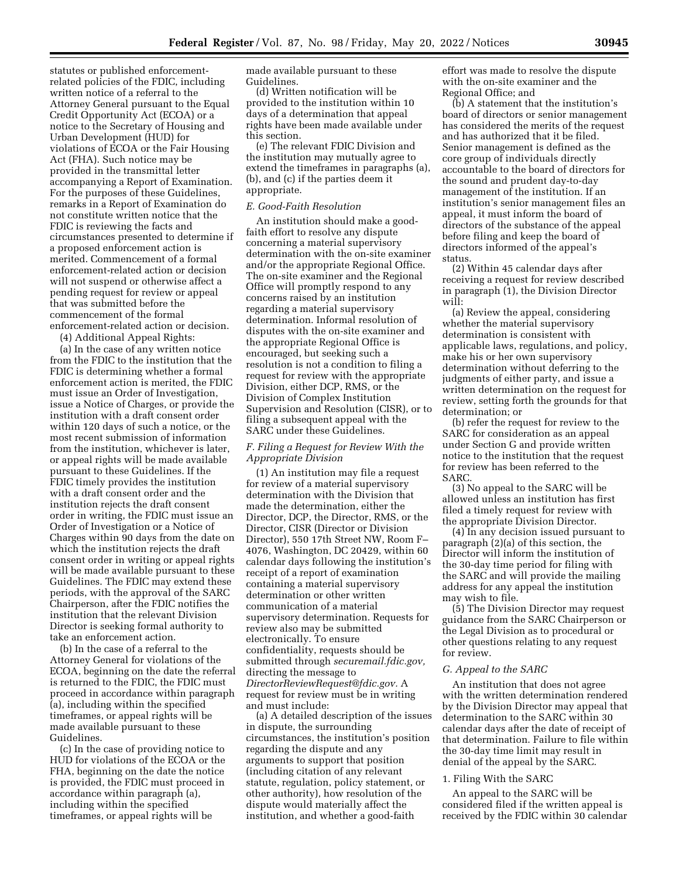statutes or published enforcement-related policies of the FDIC, including written notice of a referral to the Attorney General pursuant to the Equal Credit Opportunity Act (ECOA) or a notice to the Secretary of Housing and Urban Development (HUD) for violations of ECOA or the Fair Housing Act (FHA). Such notice may be provided in the transmittal letter accompanying a Report of Examination. For the purposes of these Guidelines, remarks in a Report of Examination do not constitute written notice that the FDIC is reviewing the facts and circumstances presented to determine if a proposed enforcement action is merited. Commencement of a formal enforcement-related action or decision will not suspend or otherwise affect a pending request for review or appeal that was submitted before the commencement of the formal enforcement-related action or decision.

(4) Additional Appeal Rights:

(a) In the case of any written notice from the FDIC to the institution that the FDIC is determining whether a formal enforcement action is merited, the FDIC must issue an Order of Investigation, issue a Notice of Charges, or provide the institution with a draft consent order within 120 days of such a notice, or the most recent submission of information from the institution, whichever is later, or appeal rights will be made available pursuant to these Guidelines. If the FDIC timely provides the institution with a draft consent order and the institution rejects the draft consent order in writing, the FDIC must issue an Order of Investigation or a Notice of Charges within 90 days from the date on which the institution rejects the draft consent order in writing or appeal rights will be made available pursuant to these Guidelines. The FDIC may extend these periods, with the approval of the SARC Chairperson, after the FDIC notifies the institution that the relevant Division Director is seeking formal authority to take an enforcement action.

(b) In the case of a referral to the Attorney General for violations of the ECOA, beginning on the date the referral is returned to the FDIC, the FDIC must proceed in accordance within paragraph (a), including within the specified timeframes, or appeal rights will be made available pursuant to these Guidelines.

(c) In the case of providing notice to HUD for violations of the ECOA or the FHA, beginning on the date the notice is provided, the FDIC must proceed in accordance within paragraph (a), including within the specified timeframes, or appeal rights will be made available pursuant to these Guidelines.

(d) Written notification will be provided to the institution within 10 days of a determination that appeal rights have been made available under this section.

(e) The relevant FDIC Division and the institution may mutually agree to extend the timeframes in paragraphs (a), (b), and (c) if the parties deem it appropriate.

### *E. Good-Faith Resolution*

An institution should make a good-faith effort to resolve any dispute concerning a material supervisory determination with the on-site examiner and/or the appropriate Regional Office. The on-site examiner and the Regional Office will promptly respond to any concerns raised by an institution regarding a material supervisory determination. Informal resolution of disputes with the on-site examiner and the appropriate Regional Office is encouraged, but seeking such a resolution is not a condition to filing a request for review with the appropriate Division, either DCP, RMS, or the Division of Complex Institution Supervision and Resolution (CISR), or to filing a subsequent appeal with the SARC under these Guidelines.

### *F. Filing a Request for Review With the Appropriate Division*

(1) An institution may file a request for review of a material supervisory determination with the Division that made the determination, either the Director, DCP, the Director, RMS, or the Director, CISR (Director or Division Director), 550 17th Street NW, Room F–4076, Washington, DC 20429, within 60 calendar days following the institution's receipt of a report of examination containing a material supervisory determination or other written communication of a material supervisory determination. Requests for review also may be submitted electronically. To ensure confidentiality, requests should be submitted through *securemail.fdic.gov,* directing the message to *DirectorReviewRequest@fdic.gov.* A request for review must be in writing and must include:

(a) A detailed description of the issues in dispute, the surrounding circumstances, the institution's position regarding the dispute and any arguments to support that position (including citation of any relevant statute, regulation, policy statement, or other authority), how resolution of the dispute would materially affect the institution, and whether a good-faith effort was made to resolve the dispute with the on-site examiner and the Regional Office; and

(b) A statement that the institution's board of directors or senior management has considered the merits of the request and has authorized that it be filed. Senior management is defined as the core group of individuals directly accountable to the board of directors for the sound and prudent day-to-day management of the institution. If an institution's senior management files an appeal, it must inform the board of directors of the substance of the appeal before filing and keep the board of directors informed of the appeal's status.

(2) Within 45 calendar days after receiving a request for review described in paragraph (1), the Division Director will:

(a) Review the appeal, considering whether the material supervisory determination is consistent with applicable laws, regulations, and policy, make his or her own supervisory determination without deferring to the judgments of either party, and issue a written determination on the request for review, setting forth the grounds for that determination; or

(b) refer the request for review to the SARC for consideration as an appeal under Section G and provide written notice to the institution that the request for review has been referred to the SARC.

(3) No appeal to the SARC will be allowed unless an institution has first filed a timely request for review with the appropriate Division Director.

(4) In any decision issued pursuant to paragraph (2)(a) of this section, the Director will inform the institution of the 30-day time period for filing with the SARC and will provide the mailing address for any appeal the institution may wish to file.

(5) The Division Director may request guidance from the SARC Chairperson or the Legal Division as to procedural or other questions relating to any request for review.

### *G. Appeal to the SARC*

An institution that does not agree with the written determination rendered by the Division Director may appeal that determination to the SARC within 30 calendar days after the date of receipt of that determination. Failure to file within the 30-day time limit may result in denial of the appeal by the SARC.

#### 1. Filing With the SARC

An appeal to the SARC will be considered filed if the written appeal is received by the FDIC within 30 calendar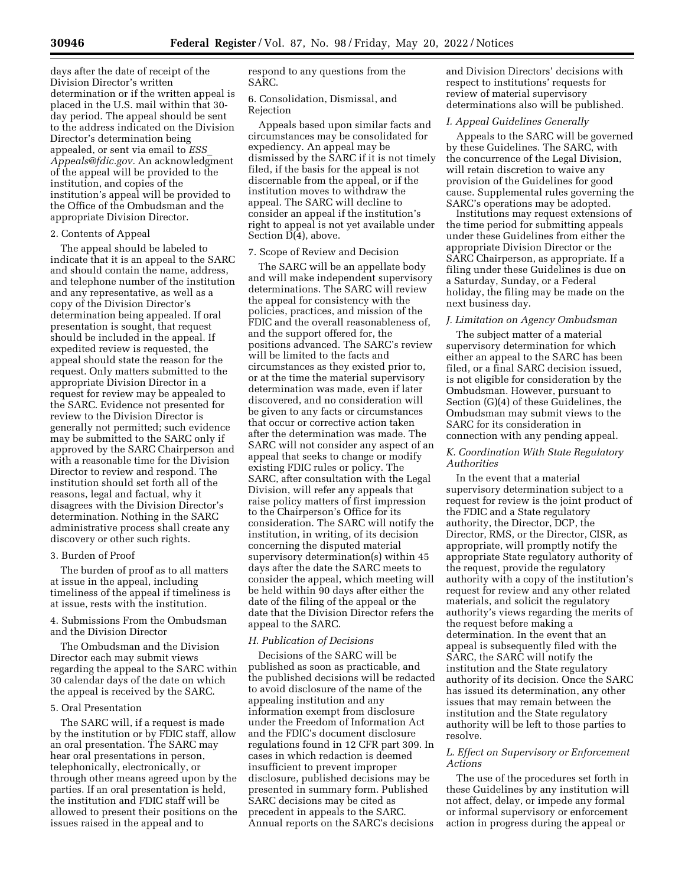days after the date of receipt of the Division Director's written determination or if the written appeal is placed in the U.S. mail within that 30-day period. The appeal should be sent to the address indicated on the Division Director's determination being appealed, or sent via email to *ESS_Appeals@fdic.gov.* An acknowledgment of the appeal will be provided to the institution, and copies of the institution's appeal will be provided to the Office of the Ombudsman and the appropriate Division Director.

2. Contents of Appeal

The appeal should be labeled to indicate that it is an appeal to the SARC and should contain the name, address, and telephone number of the institution and any representative, as well as a copy of the Division Director's determination being appealed. If oral presentation is sought, that request should be included in the appeal. If expedited review is requested, the appeal should state the reason for the request. Only matters submitted to the appropriate Division Director in a request for review may be appealed to the SARC. Evidence not presented for review to the Division Director is generally not permitted; such evidence may be submitted to the SARC only if approved by the SARC Chairperson and with a reasonable time for the Division Director to review and respond. The institution should set forth all of the reasons, legal and factual, why it disagrees with the Division Director's determination. Nothing in the SARC administrative process shall create any discovery or other such rights.

3. Burden of Proof

The burden of proof as to all matters at issue in the appeal, including timeliness of the appeal if timeliness is at issue, rests with the institution.

4. Submissions From the Ombudsman and the Division Director

The Ombudsman and the Division Director each may submit views regarding the appeal to the SARC within 30 calendar days of the date on which the appeal is received by the SARC.

5. Oral Presentation

The SARC will, if a request is made by the institution or by FDIC staff, allow an oral presentation. The SARC may hear oral presentations in person, telephonically, electronically, or through other means agreed upon by the parties. If an oral presentation is held, the institution and FDIC staff will be allowed to present their positions on the issues raised in the appeal and to respond to any questions from the SARC.

6. Consolidation, Dismissal, and Rejection

Appeals based upon similar facts and circumstances may be consolidated for expediency. An appeal may be dismissed by the SARC if it is not timely filed, if the basis for the appeal is not discernable from the appeal, or if the institution moves to withdraw the appeal. The SARC will decline to consider an appeal if the institution's right to appeal is not yet available under Section D(4), above.

7. Scope of Review and Decision

The SARC will be an appellate body and will make independent supervisory determinations. The SARC will review the appeal for consistency with the policies, practices, and mission of the FDIC and the overall reasonableness of, and the support offered for, the positions advanced. The SARC's review will be limited to the facts and circumstances as they existed prior to, or at the time the material supervisory determination was made, even if later discovered, and no consideration will be given to any facts or circumstances that occur or corrective action taken after the determination was made. The SARC will not consider any aspect of an appeal that seeks to change or modify existing FDIC rules or policy. The SARC, after consultation with the Legal Division, will refer any appeals that raise policy matters of first impression to the Chairperson's Office for its consideration. The SARC will notify the institution, in writing, of its decision concerning the disputed material supervisory determination(s) within 45 days after the date the SARC meets to consider the appeal, which meeting will be held within 90 days after either the date of the filing of the appeal or the date that the Division Director refers the appeal to the SARC.

### *H. Publication of Decisions*

Decisions of the SARC will be published as soon as practicable, and the published decisions will be redacted to avoid disclosure of the name of the appealing institution and any information exempt from disclosure under the Freedom of Information Act and the FDIC's document disclosure regulations found in 12 CFR part 309. In cases in which redaction is deemed insufficient to prevent improper disclosure, published decisions may be presented in summary form. Published SARC decisions may be cited as precedent in appeals to the SARC. Annual reports on the SARC's decisions and Division Directors' decisions with respect to institutions' requests for review of material supervisory determinations also will be published.

### *I. Appeal Guidelines Generally*

Appeals to the SARC will be governed by these Guidelines. The SARC, with the concurrence of the Legal Division, will retain discretion to waive any provision of the Guidelines for good cause. Supplemental rules governing the SARC's operations may be adopted.

Institutions may request extensions of the time period for submitting appeals under these Guidelines from either the appropriate Division Director or the SARC Chairperson, as appropriate. If a filing under these Guidelines is due on a Saturday, Sunday, or a Federal holiday, the filing may be made on the next business day.

### *J. Limitation on Agency Ombudsman*

The subject matter of a material supervisory determination for which either an appeal to the SARC has been filed, or a final SARC decision issued, is not eligible for consideration by the Ombudsman. However, pursuant to Section (G)(4) of these Guidelines, the Ombudsman may submit views to the SARC for its consideration in connection with any pending appeal.

### *K. Coordination With State Regulatory Authorities*

In the event that a material supervisory determination subject to a request for review is the joint product of the FDIC and a State regulatory authority, the Director, DCP, the Director, RMS, or the Director, CISR, as appropriate, will promptly notify the appropriate State regulatory authority of the request, provide the regulatory authority with a copy of the institution's request for review and any other related materials, and solicit the regulatory authority's views regarding the merits of the request before making a determination. In the event that an appeal is subsequently filed with the SARC, the SARC will notify the institution and the State regulatory authority of its decision. Once the SARC has issued its determination, any other issues that may remain between the institution and the State regulatory authority will be left to those parties to resolve.

### *L. Effect on Supervisory or Enforcement Actions*

The use of the procedures set forth in these Guidelines by any institution will not affect, delay, or impede any formal or informal supervisory or enforcement action in progress during the appeal or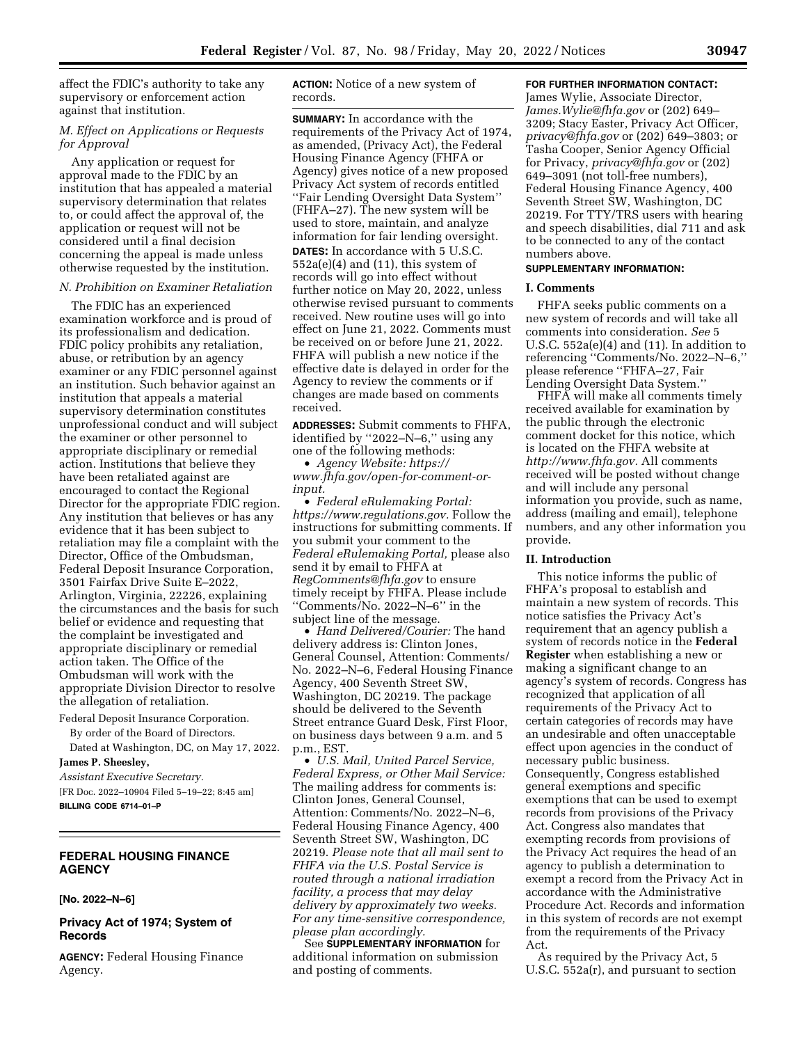affect the FDIC's authority to take any supervisory or enforcement action against that institution.

### *M. Effect on Applications or Requests for Approval*

Any application or request for approval made to the FDIC by an institution that has appealed a material supervisory determination that relates to, or could affect the approval of, the application or request will not be considered until a final decision concerning the appeal is made unless otherwise requested by the institution.

### *N. Prohibition on Examiner Retaliation*

The FDIC has an experienced examination workforce and is proud of its professionalism and dedication. FDIC policy prohibits any retaliation, abuse, or retribution by an agency examiner or any FDIC personnel against an institution. Such behavior against an institution that appeals a material supervisory determination constitutes unprofessional conduct and will subject the examiner or other personnel to appropriate disciplinary or remedial action. Institutions that believe they have been retaliated against are encouraged to contact the Regional Director for the appropriate FDIC region. Any institution that believes or has any evidence that it has been subject to retaliation may file a complaint with the Director, Office of the Ombudsman, Federal Deposit Insurance Corporation, 3501 Fairfax Drive Suite E–2022, Arlington, Virginia, 22226, explaining the circumstances and the basis for such belief or evidence and requesting that the complaint be investigated and appropriate disciplinary or remedial action taken. The Office of the Ombudsman will work with the appropriate Division Director to resolve the allegation of retaliation.

Federal Deposit Insurance Corporation.

By order of the Board of Directors.

Dated at Washington, DC, on May 17, 2022.

**James P. Sheesley,**

*Assistant Executive Secretary.*

[FR Doc. 2022–10904 Filed 5–19–22; 8:45 am]

**BILLING CODE 6714–01–P**

## FEDERAL HOUSING FINANCE AGENCY

**[No. 2022–N–6]**

## Privacy Act of 1974; System of Records

**AGENCY:** Federal Housing Finance Agency.

**ACTION:** Notice of a new system of records.

**SUMMARY:** In accordance with the requirements of the Privacy Act of 1974, as amended, (Privacy Act), the Federal Housing Finance Agency (FHFA or Agency) gives notice of a new proposed Privacy Act system of records entitled ''Fair Lending Oversight Data System'' (FHFA–27). The new system will be used to store, maintain, and analyze information for fair lending oversight.

**DATES:** In accordance with 5 U.S.C. 552a(e)(4) and (11), this system of records will go into effect without further notice on May 20, 2022, unless otherwise revised pursuant to comments received. New routine uses will go into effect on June 21, 2022. Comments must be received on or before June 21, 2022. FHFA will publish a new notice if the effective date is delayed in order for the Agency to review the comments or if changes are made based on comments received.

**ADDRESSES:** Submit comments to FHFA, identified by ''2022–N–6,'' using any one of the following methods:

- *Agency Website: https://www.fhfa.gov/open-for-comment-or-input.*
- *Federal eRulemaking Portal: https://www.regulations.gov.* Follow the instructions for submitting comments. If you submit your comment to the *Federal eRulemaking Portal,* please also send it by email to FHFA at *RegComments@fhfa.gov* to ensure timely receipt by FHFA. Please include ''Comments/No. 2022–N–6'' in the subject line of the message.
- *Hand Delivered/Courier:* The hand delivery address is: Clinton Jones, General Counsel, Attention: Comments/No. 2022–N–6, Federal Housing Finance Agency, 400 Seventh Street SW, Washington, DC 20219. The package should be delivered to the Seventh Street entrance Guard Desk, First Floor, on business days between 9 a.m. and 5 p.m., EST.
- *U.S. Mail, United Parcel Service, Federal Express, or Other Mail Service:* The mailing address for comments is: Clinton Jones, General Counsel, Attention: Comments/No. 2022–N–6, Federal Housing Finance Agency, 400 Seventh Street SW, Washington, DC 20219. *Please note that all mail sent to FHFA via the U.S. Postal Service is routed through a national irradiation facility, a process that may delay delivery by approximately two weeks. For any time-sensitive correspondence, please plan accordingly.*

See **SUPPLEMENTARY INFORMATION** for additional information on submission and posting of comments.

**FOR FURTHER INFORMATION CONTACT:** James Wylie, Associate Director, *James.Wylie@fhfa.gov* or (202) 649–3209; Stacy Easter, Privacy Act Officer, *privacy@fhfa.gov* or (202) 649–3803; or Tasha Cooper, Senior Agency Official for Privacy, *privacy@fhfa.gov* or (202) 649–3091 (not toll-free numbers), Federal Housing Finance Agency, 400 Seventh Street SW, Washington, DC 20219. For TTY/TRS users with hearing and speech disabilities, dial 711 and ask to be connected to any of the contact numbers above.

**SUPPLEMENTARY INFORMATION:**

### I. Comments

FHFA seeks public comments on a new system of records and will take all comments into consideration. *See* 5 U.S.C. 552a(e)(4) and (11). In addition to referencing ''Comments/No. 2022–N–6,'' please reference ''FHFA–27, Fair Lending Oversight Data System.''

FHFA will make all comments timely received available for examination by the public through the electronic comment docket for this notice, which is located on the FHFA website at *http://www.fhfa.gov.* All comments received will be posted without change and will include any personal information you provide, such as name, address (mailing and email), telephone numbers, and any other information you provide.

### II. Introduction

This notice informs the public of FHFA's proposal to establish and maintain a new system of records. This notice satisfies the Privacy Act's requirement that an agency publish a system of records notice in the **Federal Register** when establishing a new or making a significant change to an agency's system of records. Congress has recognized that application of all requirements of the Privacy Act to certain categories of records may have an undesirable and often unacceptable effect upon agencies in the conduct of necessary public business. Consequently, Congress established general exemptions and specific exemptions that can be used to exempt records from provisions of the Privacy Act. Congress also mandates that exempting records from provisions of the Privacy Act requires the head of an agency to publish a determination to exempt a record from the Privacy Act in accordance with the Administrative Procedure Act. Records and information in this system of records are not exempt from the requirements of the Privacy Act.

As required by the Privacy Act, 5 U.S.C. 552a(r), and pursuant to section